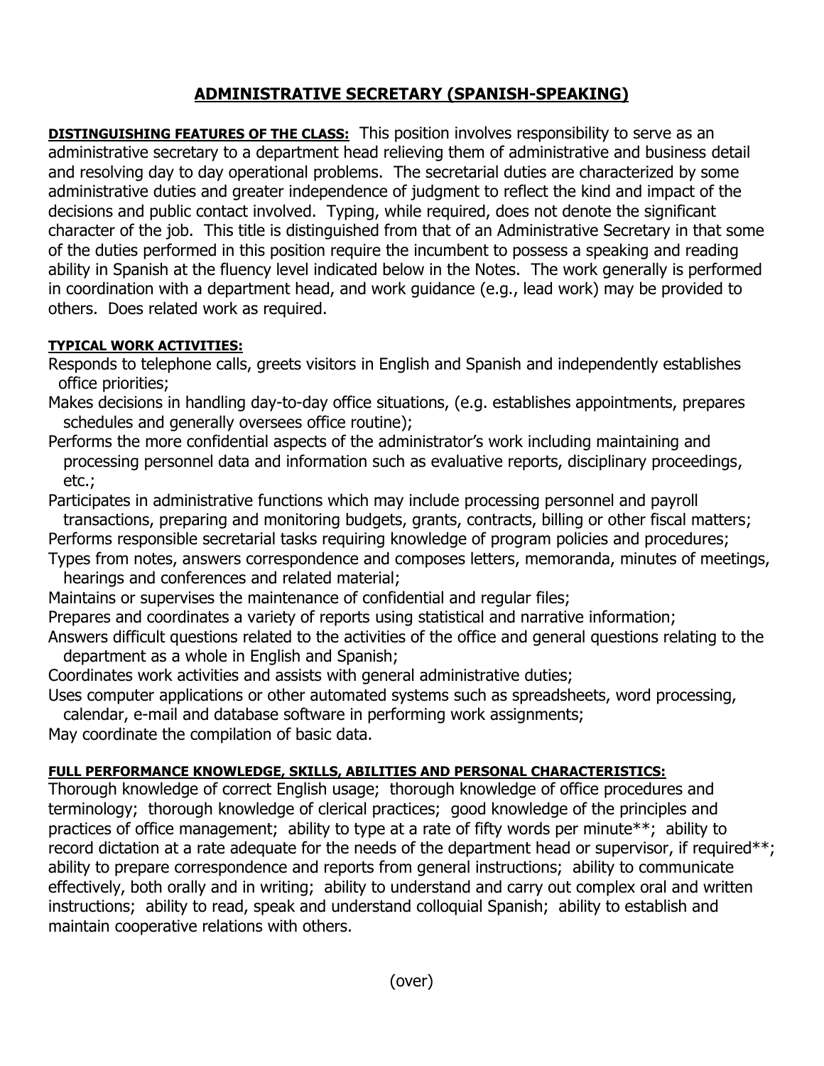# ADMINISTRATIVE SECRETARY (SPANISH-SPEAKING)

**DISTINGUISHING FEATURES OF THE CLASS:** This position involves responsibility to serve as an administrative secretary to a department head relieving them of administrative and business detail and resolving day to day operational problems. The secretarial duties are characterized by some administrative duties and greater independence of judgment to reflect the kind and impact of the decisions and public contact involved. Typing, while required, does not denote the significant character of the job. This title is distinguished from that of an Administrative Secretary in that some of the duties performed in this position require the incumbent to possess a speaking and reading ability in Spanish at the fluency level indicated below in the Notes. The work generally is performed in coordination with a department head, and work guidance (e.g., lead work) may be provided to others. Does related work as required.

**TYPICAL WORK ACTIVITIES:**

Responds to telephone calls, greets visitors in English and Spanish and independently establishes office priorities;

Makes decisions in handling day-to-day office situations, (e.g. establishes appointments, prepares schedules and generally oversees office routine);

Performs the more confidential aspects of the administrator's work including maintaining and processing personnel data and information such as evaluative reports, disciplinary proceedings, etc.;

Participates in administrative functions which may include processing personnel and payroll transactions, preparing and monitoring budgets, grants, contracts, billing or other fiscal matters;

Performs responsible secretarial tasks requiring knowledge of program policies and procedures;

Types from notes, answers correspondence and composes letters, memoranda, minutes of meetings, hearings and conferences and related material;

Maintains or supervises the maintenance of confidential and regular files;

Prepares and coordinates a variety of reports using statistical and narrative information;

Answers difficult questions related to the activities of the office and general questions relating to the department as a whole in English and Spanish;

Coordinates work activities and assists with general administrative duties;

Uses computer applications or other automated systems such as spreadsheets, word processing, calendar, e-mail and database software in performing work assignments;

May coordinate the compilation of basic data.

**FULL PERFORMANCE KNOWLEDGE, SKILLS, ABILITIES AND PERSONAL CHARACTERISTICS:**

Thorough knowledge of correct English usage; thorough knowledge of office procedures and terminology; thorough knowledge of clerical practices; good knowledge of the principles and practices of office management; ability to type at a rate of fifty words per minute**; ability to record dictation at a rate adequate for the needs of the department head or supervisor, if required**; ability to prepare correspondence and reports from general instructions; ability to communicate effectively, both orally and in writing; ability to understand and carry out complex oral and written instructions; ability to read, speak and understand colloquial Spanish; ability to establish and maintain cooperative relations with others.

(over)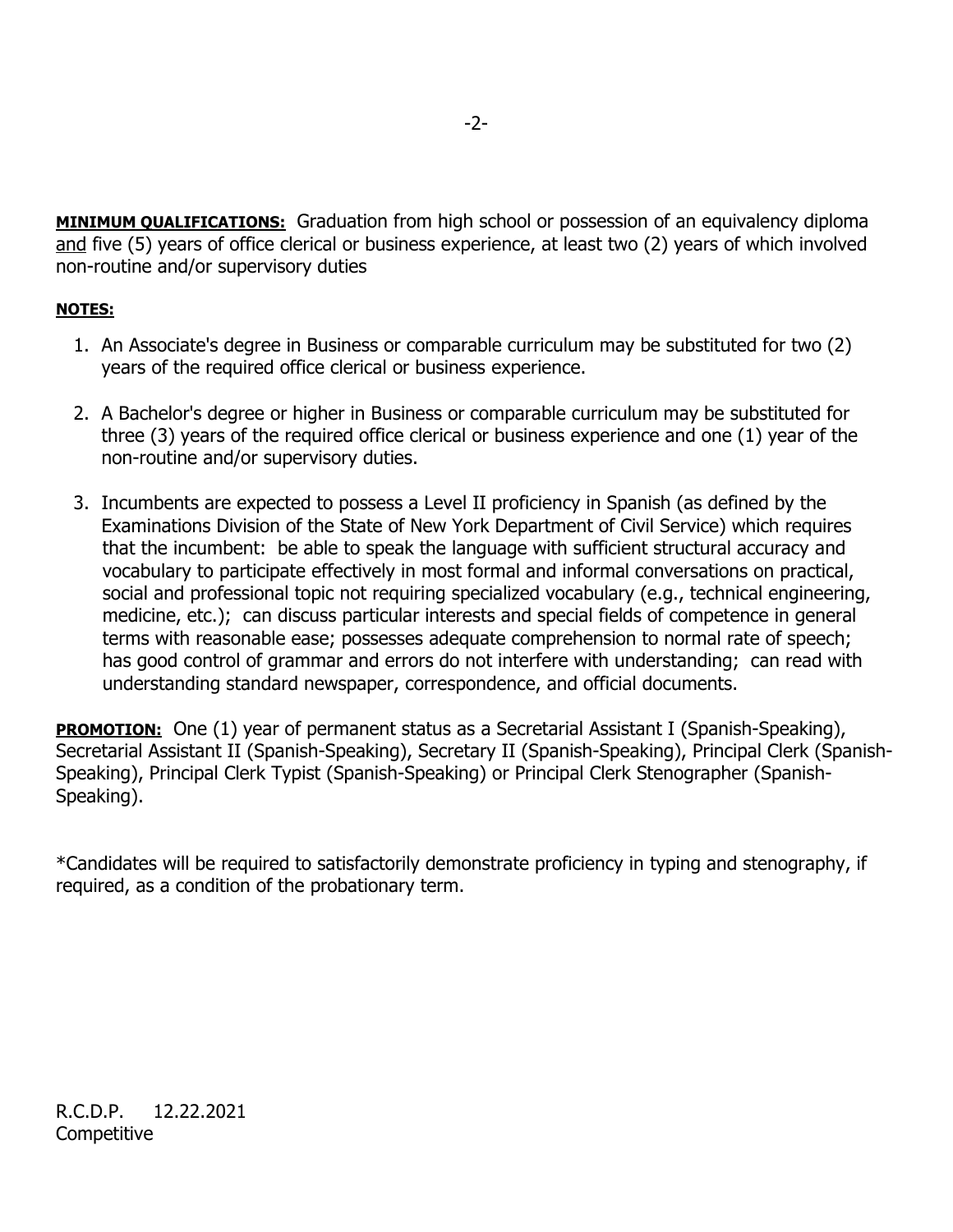**MINIMUM QUALIFICATIONS:** Graduation from high school or possession of an equivalency diploma and five (5) years of office clerical or business experience, at least two (2) years of which involved non-routine and/or supervisory duties

**NOTES:**

1. An Associate's degree in Business or comparable curriculum may be substituted for two (2) years of the required office clerical or business experience.
2. A Bachelor's degree or higher in Business or comparable curriculum may be substituted for three (3) years of the required office clerical or business experience and one (1) year of the non-routine and/or supervisory duties.
3. Incumbents are expected to possess a Level II proficiency in Spanish (as defined by the Examinations Division of the State of New York Department of Civil Service) which requires that the incumbent: be able to speak the language with sufficient structural accuracy and vocabulary to participate effectively in most formal and informal conversations on practical, social and professional topic not requiring specialized vocabulary (e.g., technical engineering, medicine, etc.); can discuss particular interests and special fields of competence in general terms with reasonable ease; possesses adequate comprehension to normal rate of speech; has good control of grammar and errors do not interfere with understanding; can read with understanding standard newspaper, correspondence, and official documents.

**PROMOTION:** One (1) year of permanent status as a Secretarial Assistant I (Spanish-Speaking), Secretarial Assistant II (Spanish-Speaking), Secretary II (Spanish-Speaking), Principal Clerk (Spanish-Speaking), Principal Clerk Typist (Spanish-Speaking) or Principal Clerk Stenographer (Spanish-Speaking).

*Candidates will be required to satisfactorily demonstrate proficiency in typing and stenography, if required, as a condition of the probationary term.

R.C.D.P. 12.22.2021
Competitive